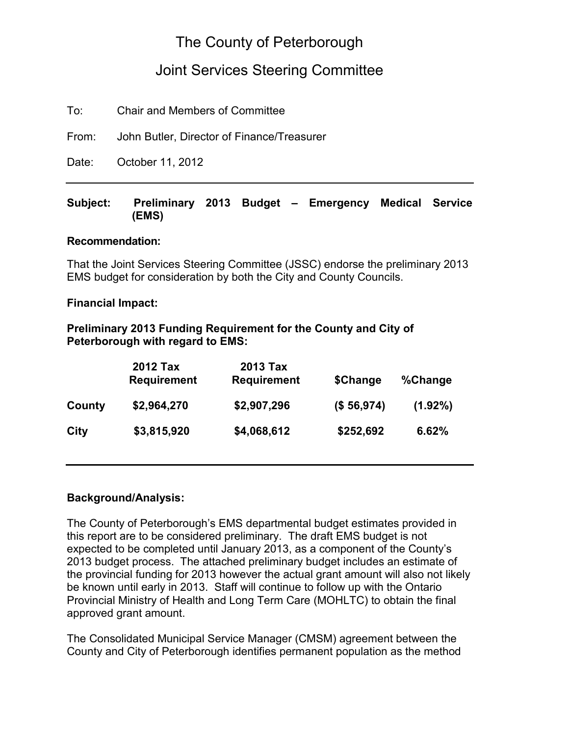# The County of Peterborough

## Joint Services Steering Committee

To: Chair and Members of Committee

From: John Butler, Director of Finance/Treasurer

Date: October 11, 2012

---

**Subject: Preliminary 2013 Budget – Emergency Medical Service (EMS)**

**Recommendation:**

That the Joint Services Steering Committee (JSSC) endorse the preliminary 2013 EMS budget for consideration by both the City and County Councils.

**Financial Impact:**

**Preliminary 2013 Funding Requirement for the County and City of Peterborough with regard to EMS:**

| | 2012 Tax Requirement | 2013 Tax Requirement | $Change | %Change |
|---|---|---|---|---|
| **County** | **$2,964,270** | **$2,907,296** | **($ 56,974)** | **(1.92%)** |
| **City** | **$3,815,920** | **$4,068,612** | **$252,692** | **6.62%** |

---

**Background/Analysis:**

The County of Peterborough's EMS departmental budget estimates provided in this report are to be considered preliminary. The draft EMS budget is not expected to be completed until January 2013, as a component of the County's 2013 budget process. The attached preliminary budget includes an estimate of the provincial funding for 2013 however the actual grant amount will also not likely be known until early in 2013. Staff will continue to follow up with the Ontario Provincial Ministry of Health and Long Term Care (MOHLTC) to obtain the final approved grant amount.

The Consolidated Municipal Service Manager (CMSM) agreement between the County and City of Peterborough identifies permanent population as the method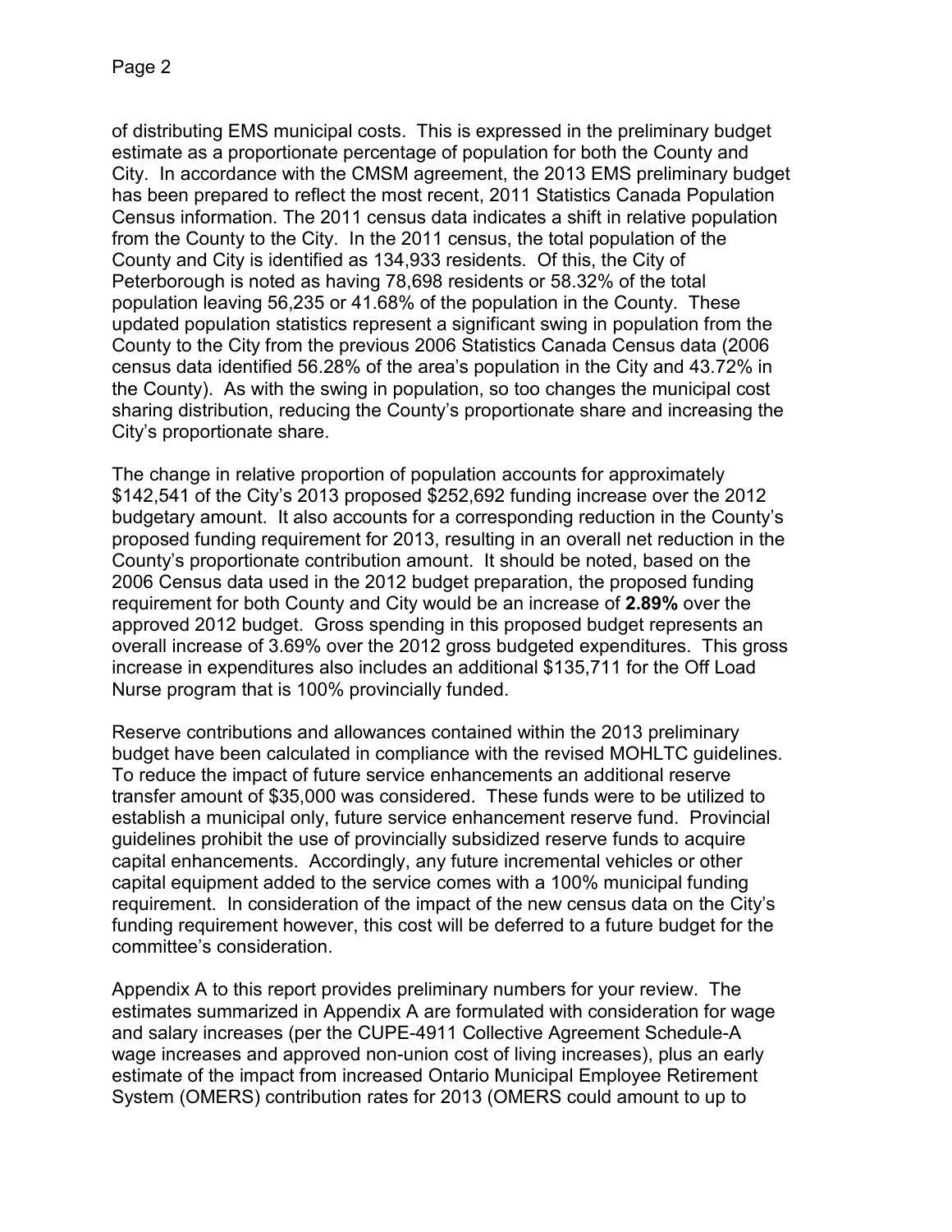of distributing EMS municipal costs. This is expressed in the preliminary budget estimate as a proportionate percentage of population for both the County and City. In accordance with the CMSM agreement, the 2013 EMS preliminary budget has been prepared to reflect the most recent, 2011 Statistics Canada Population Census information. The 2011 census data indicates a shift in relative population from the County to the City. In the 2011 census, the total population of the County and City is identified as 134,933 residents. Of this, the City of Peterborough is noted as having 78,698 residents or 58.32% of the total population leaving 56,235 or 41.68% of the population in the County. These updated population statistics represent a significant swing in population from the County to the City from the previous 2006 Statistics Canada Census data (2006 census data identified 56.28% of the area's population in the City and 43.72% in the County). As with the swing in population, so too changes the municipal cost sharing distribution, reducing the County's proportionate share and increasing the City's proportionate share.

The change in relative proportion of population accounts for approximately $142,541 of the City's 2013 proposed $252,692 funding increase over the 2012 budgetary amount. It also accounts for a corresponding reduction in the County's proposed funding requirement for 2013, resulting in an overall net reduction in the County's proportionate contribution amount. It should be noted, based on the 2006 Census data used in the 2012 budget preparation, the proposed funding requirement for both County and City would be an increase of **2.89%** over the approved 2012 budget. Gross spending in this proposed budget represents an overall increase of 3.69% over the 2012 gross budgeted expenditures. This gross increase in expenditures also includes an additional $135,711 for the Off Load Nurse program that is 100% provincially funded.

Reserve contributions and allowances contained within the 2013 preliminary budget have been calculated in compliance with the revised MOHLTC guidelines. To reduce the impact of future service enhancements an additional reserve transfer amount of $35,000 was considered. These funds were to be utilized to establish a municipal only, future service enhancement reserve fund. Provincial guidelines prohibit the use of provincially subsidized reserve funds to acquire capital enhancements. Accordingly, any future incremental vehicles or other capital equipment added to the service comes with a 100% municipal funding requirement. In consideration of the impact of the new census data on the City's funding requirement however, this cost will be deferred to a future budget for the committee's consideration.

Appendix A to this report provides preliminary numbers for your review. The estimates summarized in Appendix A are formulated with consideration for wage and salary increases (per the CUPE-4911 Collective Agreement Schedule-A wage increases and approved non-union cost of living increases), plus an early estimate of the impact from increased Ontario Municipal Employee Retirement System (OMERS) contribution rates for 2013 (OMERS could amount to up to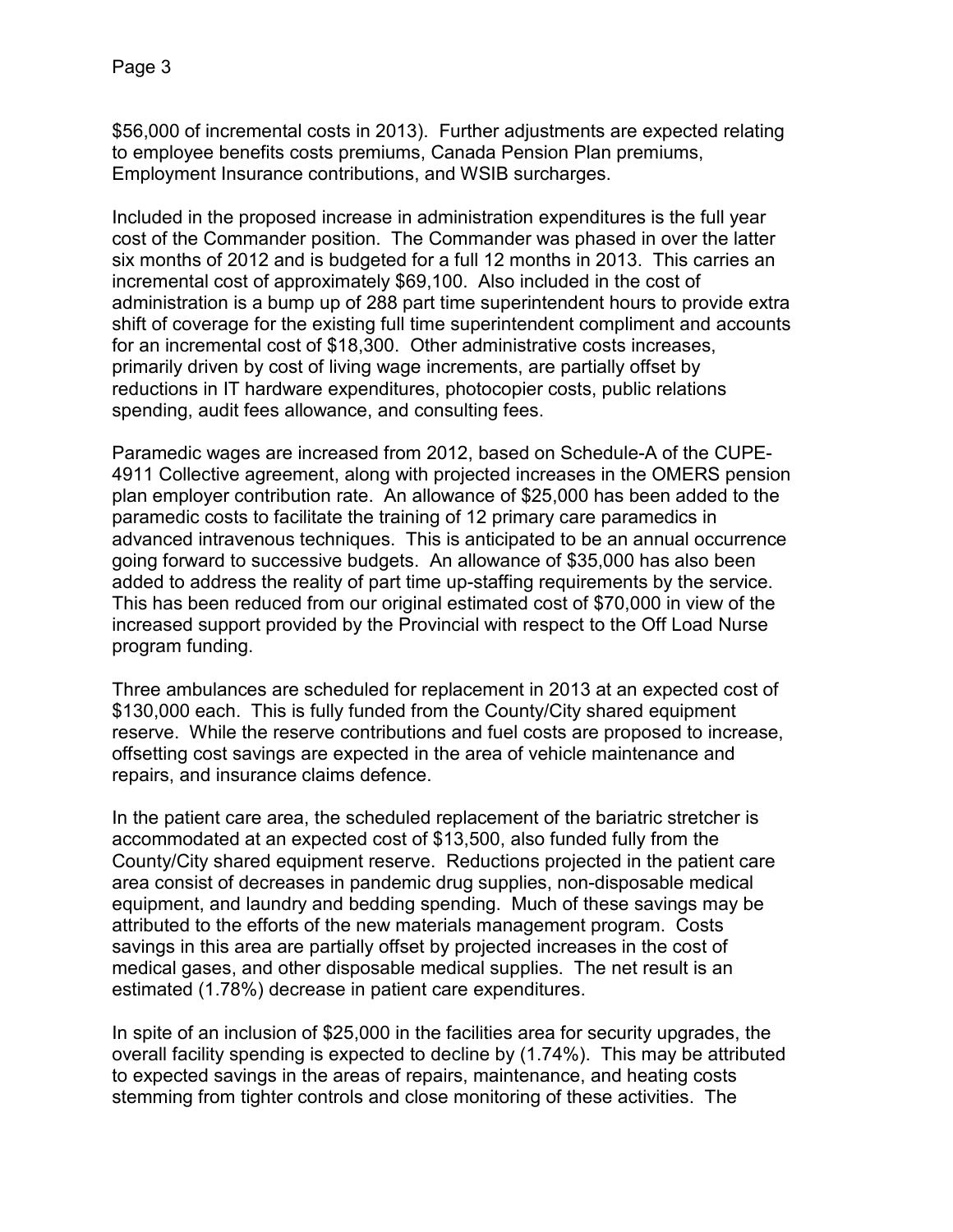$56,000 of incremental costs in 2013). Further adjustments are expected relating to employee benefits costs premiums, Canada Pension Plan premiums, Employment Insurance contributions, and WSIB surcharges.

Included in the proposed increase in administration expenditures is the full year cost of the Commander position. The Commander was phased in over the latter six months of 2012 and is budgeted for a full 12 months in 2013. This carries an incremental cost of approximately $69,100. Also included in the cost of administration is a bump up of 288 part time superintendent hours to provide extra shift of coverage for the existing full time superintendent compliment and accounts for an incremental cost of $18,300. Other administrative costs increases, primarily driven by cost of living wage increments, are partially offset by reductions in IT hardware expenditures, photocopier costs, public relations spending, audit fees allowance, and consulting fees.

Paramedic wages are increased from 2012, based on Schedule-A of the CUPE-4911 Collective agreement, along with projected increases in the OMERS pension plan employer contribution rate. An allowance of $25,000 has been added to the paramedic costs to facilitate the training of 12 primary care paramedics in advanced intravenous techniques. This is anticipated to be an annual occurrence going forward to successive budgets. An allowance of $35,000 has also been added to address the reality of part time up-staffing requirements by the service. This has been reduced from our original estimated cost of $70,000 in view of the increased support provided by the Provincial with respect to the Off Load Nurse program funding.

Three ambulances are scheduled for replacement in 2013 at an expected cost of $130,000 each. This is fully funded from the County/City shared equipment reserve. While the reserve contributions and fuel costs are proposed to increase, offsetting cost savings are expected in the area of vehicle maintenance and repairs, and insurance claims defence.

In the patient care area, the scheduled replacement of the bariatric stretcher is accommodated at an expected cost of $13,500, also funded fully from the County/City shared equipment reserve. Reductions projected in the patient care area consist of decreases in pandemic drug supplies, non-disposable medical equipment, and laundry and bedding spending. Much of these savings may be attributed to the efforts of the new materials management program. Costs savings in this area are partially offset by projected increases in the cost of medical gases, and other disposable medical supplies. The net result is an estimated (1.78%) decrease in patient care expenditures.

In spite of an inclusion of $25,000 in the facilities area for security upgrades, the overall facility spending is expected to decline by (1.74%). This may be attributed to expected savings in the areas of repairs, maintenance, and heating costs stemming from tighter controls and close monitoring of these activities. The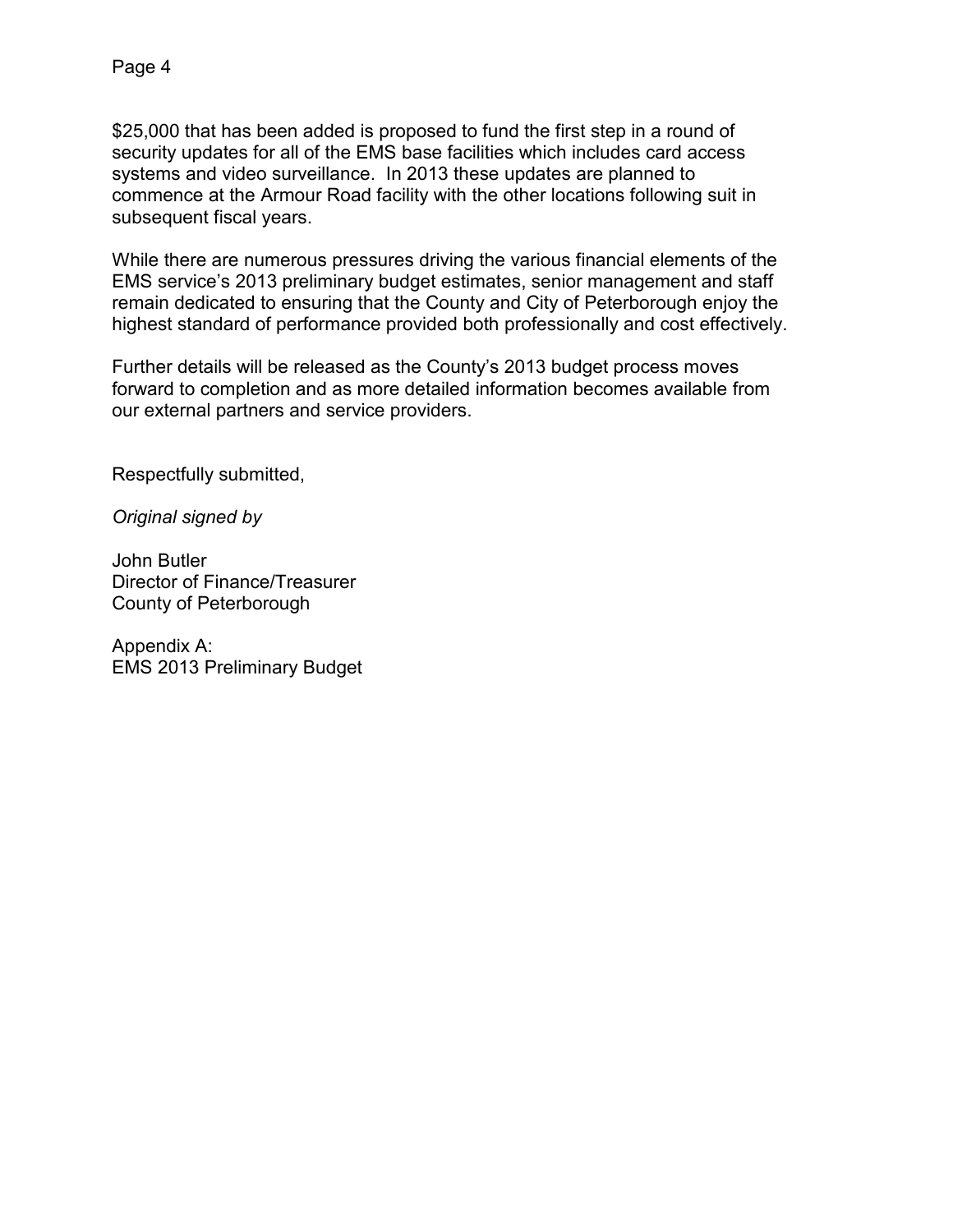$25,000 that has been added is proposed to fund the first step in a round of security updates for all of the EMS base facilities which includes card access systems and video surveillance. In 2013 these updates are planned to commence at the Armour Road facility with the other locations following suit in subsequent fiscal years.

While there are numerous pressures driving the various financial elements of the EMS service's 2013 preliminary budget estimates, senior management and staff remain dedicated to ensuring that the County and City of Peterborough enjoy the highest standard of performance provided both professionally and cost effectively.

Further details will be released as the County's 2013 budget process moves forward to completion and as more detailed information becomes available from our external partners and service providers.

Respectfully submitted,

*Original signed by*

John Butler
Director of Finance/Treasurer
County of Peterborough

Appendix A:
EMS 2013 Preliminary Budget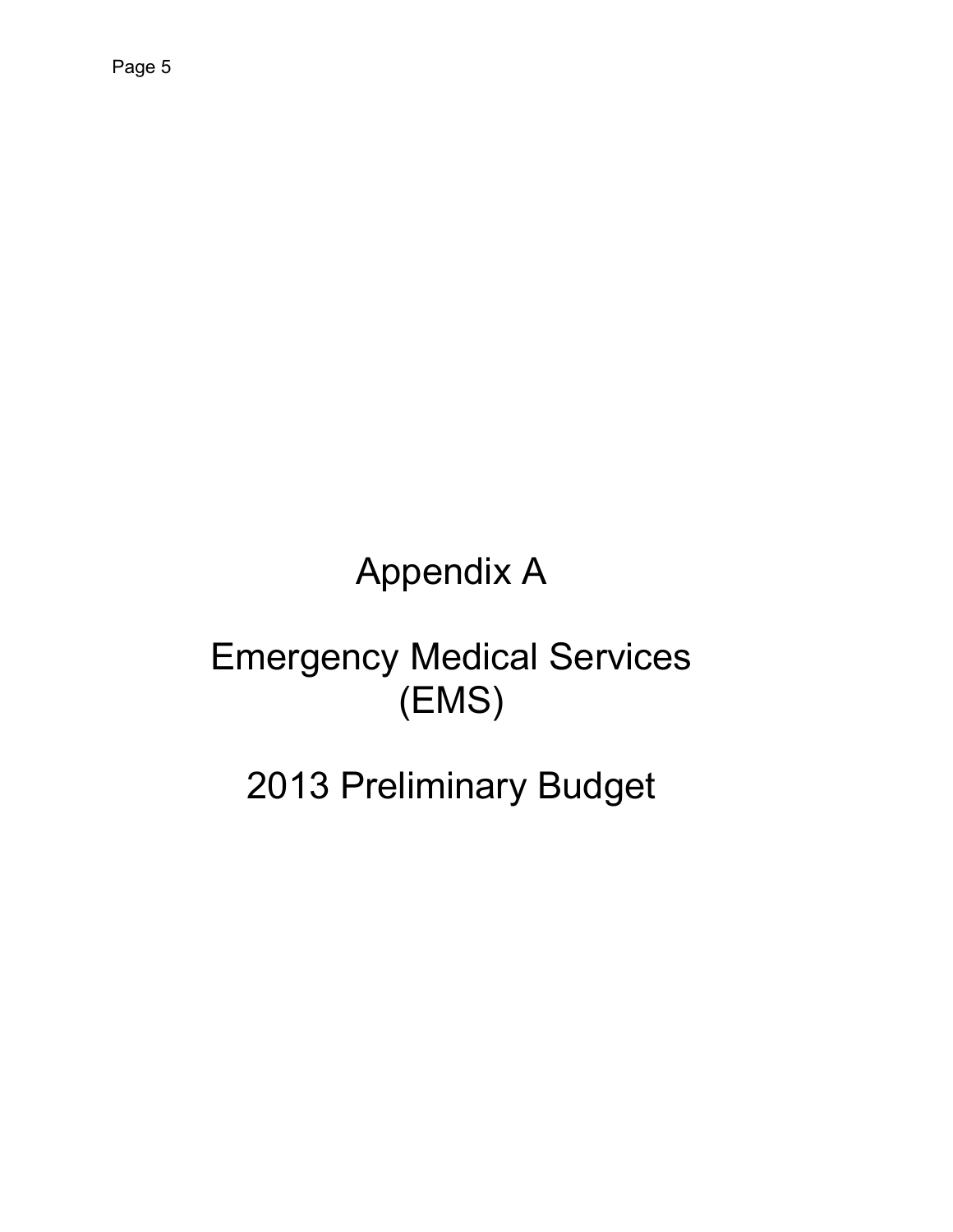# Appendix A

# Emergency Medical Services (EMS)

# 2013 Preliminary Budget